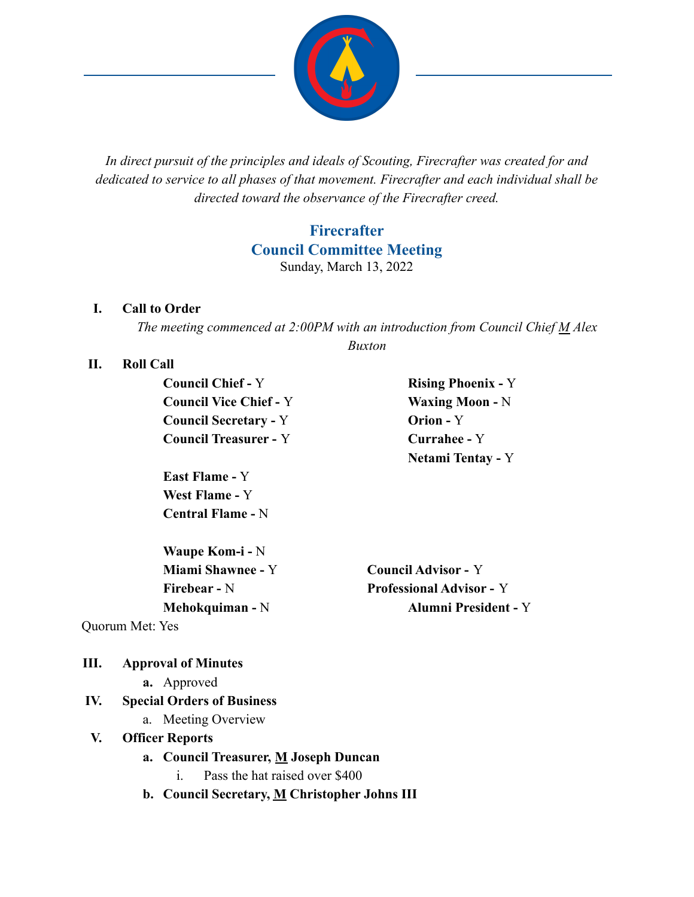*In direct pursuit of the principles and ideals of Scouting, Firecrafter was created for and dedicated to service to all phases of that movement. Firecrafter and each individual shall be directed toward the observance of the Firecrafter creed.*

## Firecrafter
## Council Committee Meeting

Sunday, March 13, 2022

**I. Call to Order**

*The meeting commenced at 2:00PM with an introduction from Council Chief M Alex Buxton*

**II. Roll Call**

**Council Chief -** Y
**Council Vice Chief -** Y
**Council Secretary -** Y
**Council Treasurer -** Y

**Rising Phoenix -** Y
**Waxing Moon -** N
**Orion -** Y
**Currahee -** Y
**Netami Tentay -** Y

**East Flame -** Y
**West Flame -** Y
**Central Flame -** N

**Waupe Kom-i -** N
**Miami Shawnee -** Y
**Firebear -** N
**Mehokquiman -** N

**Council Advisor -** Y
**Professional Advisor -** Y
**Alumni President -** Y

Quorum Met: Yes

**III. Approval of Minutes**

a. Approved

**IV. Special Orders of Business**

a. Meeting Overview

**V. Officer Reports**

**a. Council Treasurer, M Joseph Duncan**

i. Pass the hat raised over $400

**b. Council Secretary, M Christopher Johns III**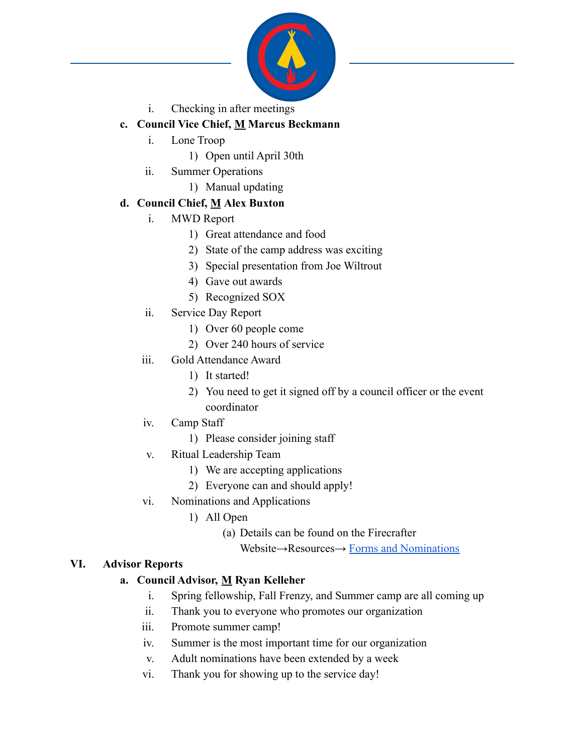i. Checking in after meetings

c. **Council Vice Chief, M Marcus Beckmann**
   i. Lone Troop
      1) Open until April 30th
   ii. Summer Operations
      1) Manual updating

d. **Council Chief, M Alex Buxton**
   i. MWD Report
      1) Great attendance and food
      2) State of the camp address was exciting
      3) Special presentation from Joe Wiltrout
      4) Gave out awards
      5) Recognized SOX
   ii. Service Day Report
      1) Over 60 people come
      2) Over 240 hours of service
   iii. Gold Attendance Award
      1) It started!
      2) You need to get it signed off by a council officer or the event coordinator
   iv. Camp Staff
      1) Please consider joining staff
   v. Ritual Leadership Team
      1) We are accepting applications
      2) Everyone can and should apply!
   vi. Nominations and Applications
      1) All Open
         (a) Details can be found on the Firecrafter Website→Resources→ Forms and Nominations

## VI. Advisor Reports

a. **Council Advisor, M Ryan Kelleher**
   i. Spring fellowship, Fall Frenzy, and Summer camp are all coming up
   ii. Thank you to everyone who promotes our organization
   iii. Promote summer camp!
   iv. Summer is the most important time for our organization
   v. Adult nominations have been extended by a week
   vi. Thank you for showing up to the service day!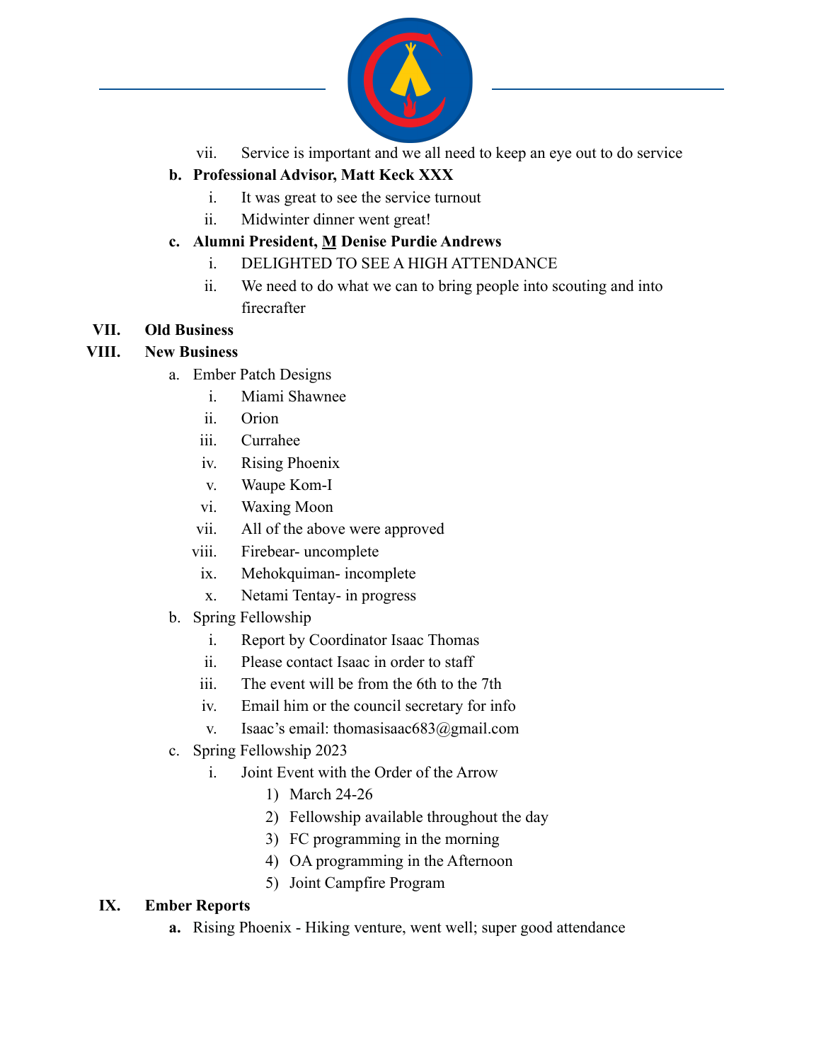vii. Service is important and we all need to keep an eye out to do service

**b. Professional Advisor, Matt Keck XXX**

i. It was great to see the service turnout

ii. Midwinter dinner went great!

**c. Alumni President, M Denise Purdie Andrews**

i. DELIGHTED TO SEE A HIGH ATTENDANCE

ii. We need to do what we can to bring people into scouting and into firecrafter

**VII. Old Business**

**VIII. New Business**

a. Ember Patch Designs
   - i. Miami Shawnee
   - ii. Orion
   - iii. Currahee
   - iv. Rising Phoenix
   - v. Waupe Kom-I
   - vi. Waxing Moon
   - vii. All of the above were approved
   - viii. Firebear- uncomplete
   - ix. Mehokquiman- incomplete
   - x. Netami Tentay- in progress

b. Spring Fellowship
   - i. Report by Coordinator Isaac Thomas
   - ii. Please contact Isaac in order to staff
   - iii. The event will be from the 6th to the 7th
   - iv. Email him or the council secretary for info
   - v. Isaac's email: thomasisaac683@gmail.com

c. Spring Fellowship 2023
   - i. Joint Event with the Order of the Arrow
     1) March 24-26
     2) Fellowship available throughout the day
     3) FC programming in the morning
     4) OA programming in the Afternoon
     5) Joint Campfire Program

**IX. Ember Reports**

**a.** Rising Phoenix - Hiking venture, went well; super good attendance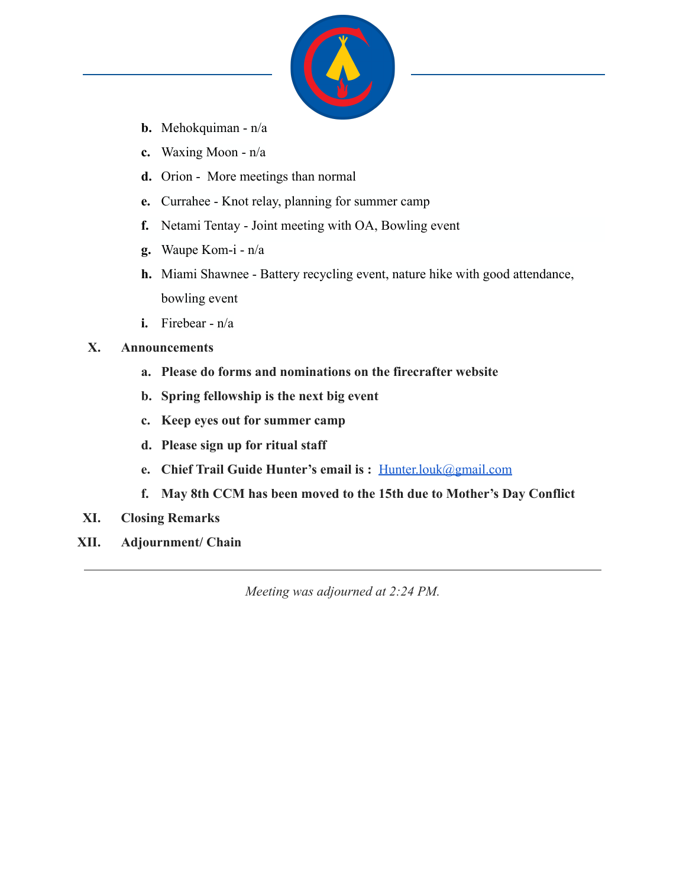b. Mehokquiman - n/a

c. Waxing Moon - n/a

d. Orion - More meetings than normal

e. Currahee - Knot relay, planning for summer camp

f. Netami Tentay - Joint meeting with OA, Bowling event

g. Waupe Kom-i - n/a

h. Miami Shawnee - Battery recycling event, nature hike with good attendance, bowling event

i. Firebear - n/a

X. **Announcements**

a. **Please do forms and nominations on the firecrafter website**

b. **Spring fellowship is the next big event**

c. **Keep eyes out for summer camp**

d. **Please sign up for ritual staff**

e. **Chief Trail Guide Hunter's email is :** Hunter.louk@gmail.com

f. **May 8th CCM has been moved to the 15th due to Mother's Day Conflict**

XI. **Closing Remarks**

XII. **Adjournment/ Chain**

---

*Meeting was adjourned at 2:24 PM.*